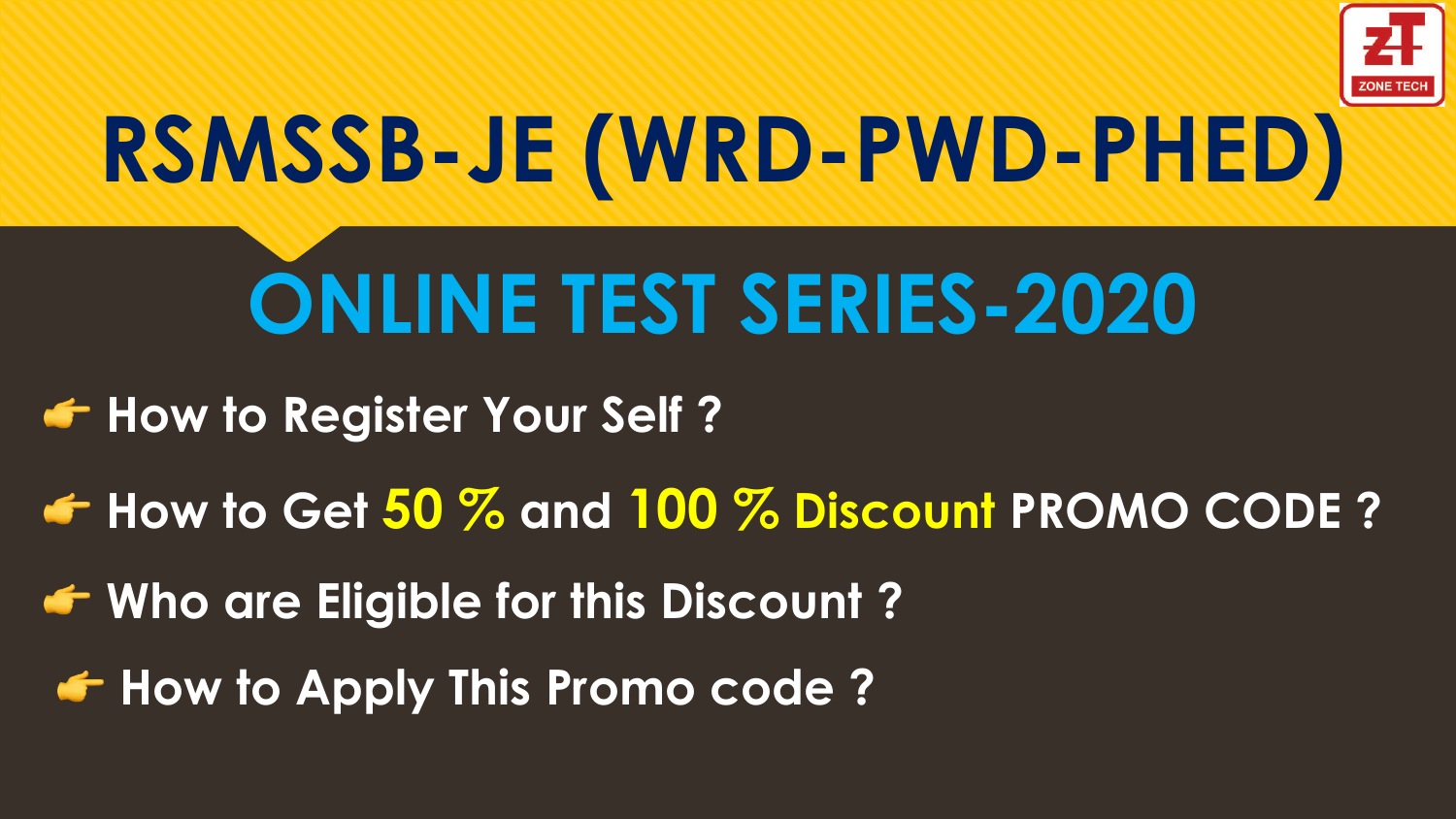# RSMSSB-JE (WRD-PWD-PHED)

## ONLINE TEST SERIES-2020

- How to Register Your Self ?
- How to Get **50 %** and **100 % Discount** PROMO CODE ?
- Who are Eligible for this Discount ?
- How to Apply This Promo code ?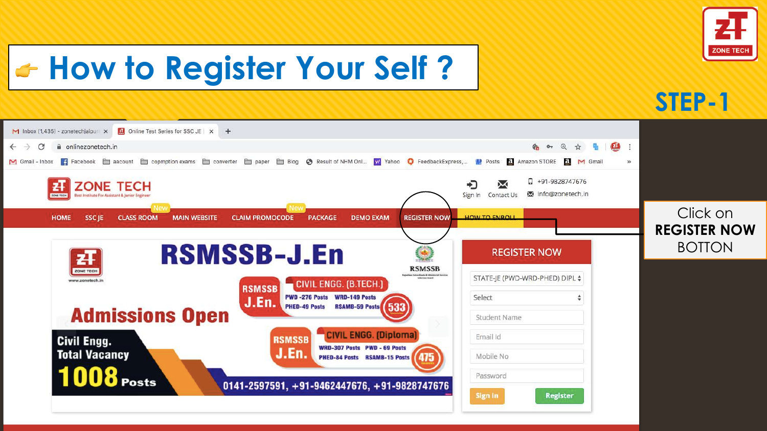# How to Register Your Self ?

## STEP-1

Click on **REGISTER NOW** BOTTON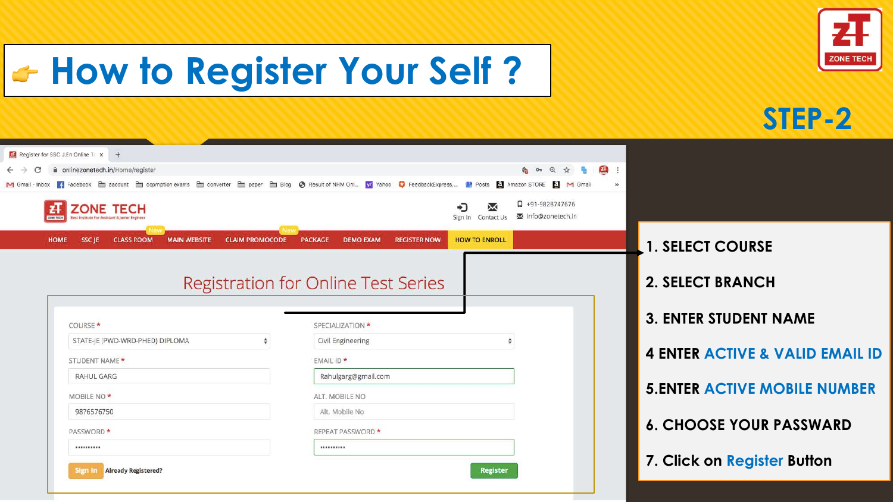# How to Register Your Self ?

## STEP-2

1. SELECT COURSE
2. SELECT BRANCH
3. ENTER STUDENT NAME
4. ENTER **ACTIVE & VALID EMAIL ID**
5. ENTER **ACTIVE MOBILE NUMBER**
6. CHOOSE YOUR PASSWARD
7. Click on **Register** Button

### Registration for Online Test Series

| COURSE * | SPECIALIZATION * |
| --- | --- |
| STATE-JE (PWD-WRD-PHED) DIPLOMA | Civil Engineering |
| **STUDENT NAME *** | **EMAIL ID *** |
| RAHUL GARG | Rahulgarg@gmail.com |
| **MOBILE NO *** | **ALT. MOBILE NO** |
| 9876576750 | Alt. Mobile No |
| **PASSWORD *** | **REPEAT PASSWORD *** |
| •••••••••• | •••••••••• |

Sign In Already Registered? | Register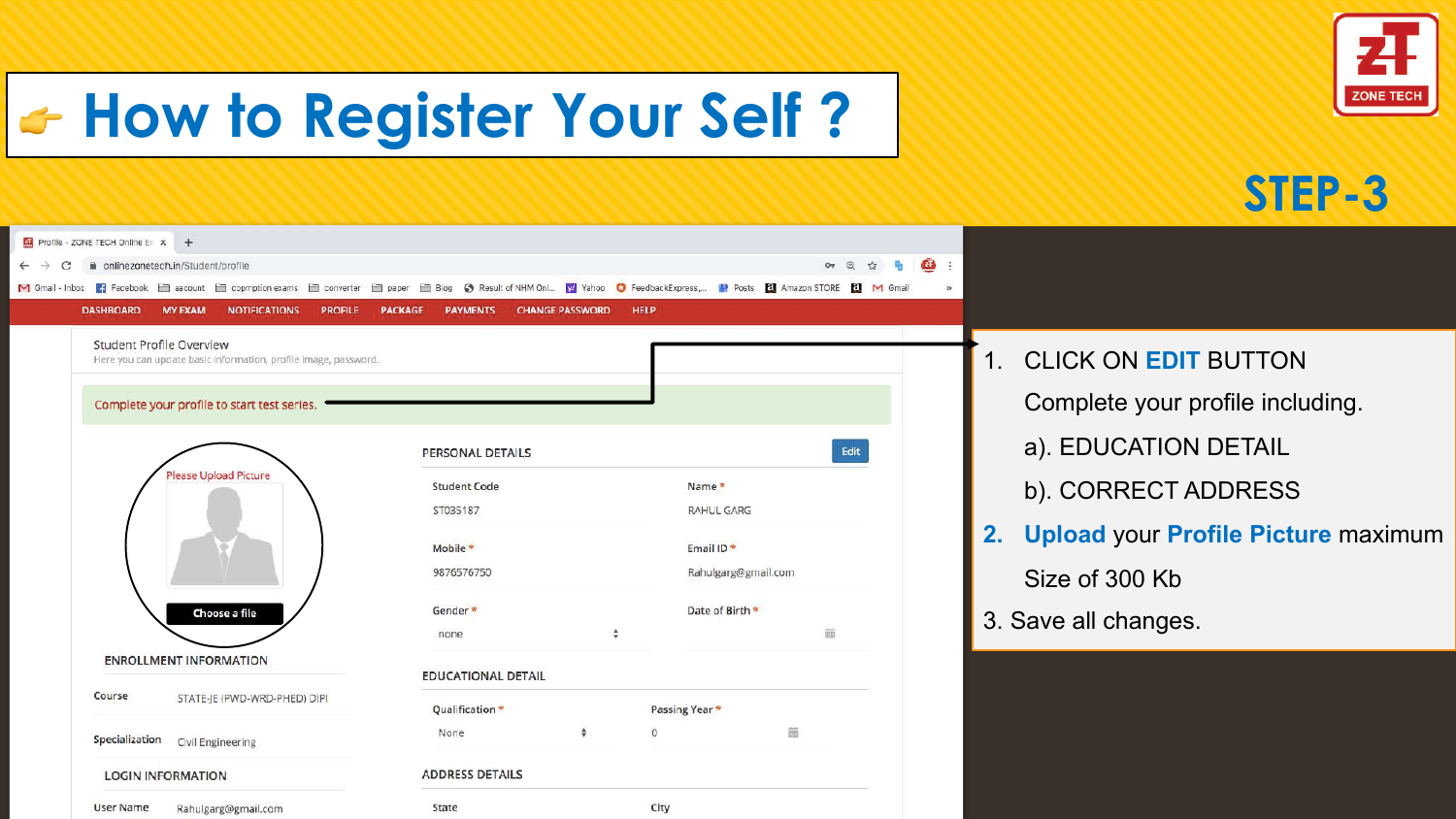# How to Register Your Self ?

## STEP-3

1. CLICK ON **EDIT** BUTTON

   Complete your profile including.

   a). EDUCATION DETAIL

   b). CORRECT ADDRESS

2. **Upload** your **Profile Picture** maximum

   Size of 300 Kb

3. Save all changes.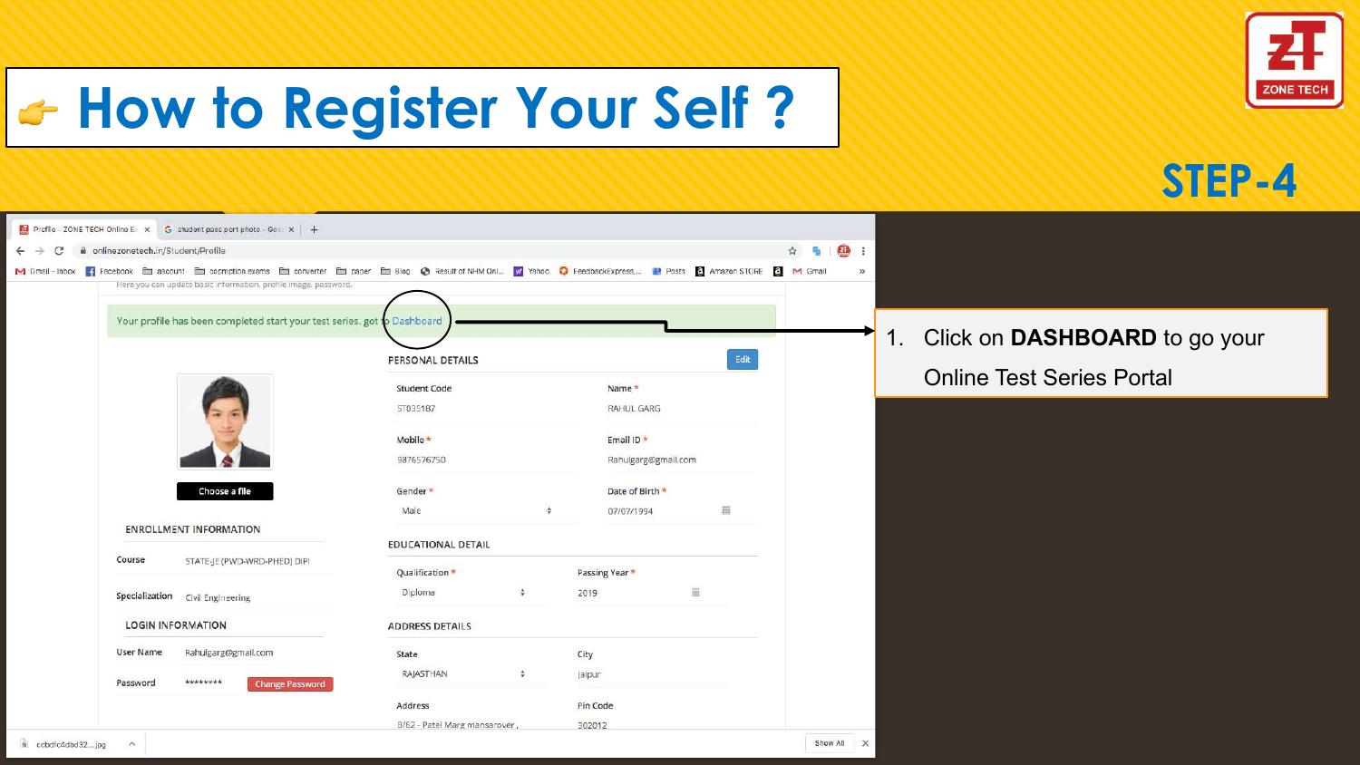# 👉 How to Register Your Self ?

ZONE TECH

## STEP-4

Here you can update basic information, profile image, password.

Your profile has been completed start your test series. goto Dashboard

**PERSONAL DETAILS**

| Student Code | Name * |
| --- | --- |
| ST035187 | RAHUL GARG |
| **Mobile *** | **Email ID *** |
| 9876576750 | Rahulgarg@gmail.com |
| **Gender *** | **Date of Birth *** |
| Male | 07/07/1994 |

**EDUCATIONAL DETAIL**

| Qualification * | Passing Year * |
| --- | --- |
| Diploma | 2019 |

**ADDRESS DETAILS**

| State | City |
| --- | --- |
| RAJASTHAN | Jaipur |
| **Address** | **Pin Code** |
| B/62 - Patel Marg mansarover , | 302012 |

Choose a file

**ENROLLMENT INFORMATION**

| Course | STATE-JE (PWD-WRD-PHED) DIPl |
| --- | --- |
| Specialization | Civil Engineering |

**LOGIN INFORMATION**

| User Name | Rahulgarg@gmail.com |
| --- | --- |
| Password | ******** |

Change Password

1. Click on **DASHBOARD** to go your Online Test Series Portal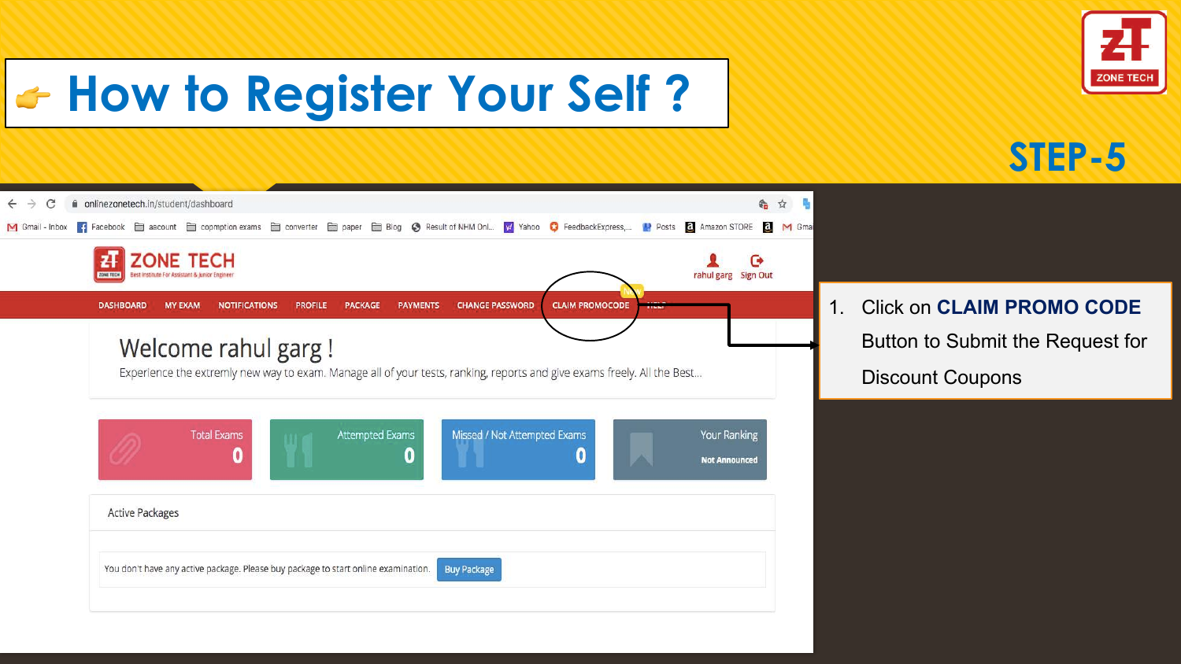# How to Register Your Self ?

## STEP-5

onlinezonetech.in/student/dashboard

ZONE TECH
Best Institute For Assistant & Junior Engineer

rahul garg | Sign Out

DASHBOARD | MY EXAM | NOTIFICATIONS | PROFILE | PACKAGE | PAYMENTS | CHANGE PASSWORD | CLAIM PROMOCODE | HELP

Welcome rahul garg !

Experience the extremly new way to exam. Manage all of your tests, ranking, reports and give exams freely. All the Best...

| Total Exams | Attempted Exams | Missed / Not Attempted Exams | Your Ranking |
|---|---|---|---|
| 0 | 0 | 0 | Not Announced |

Active Packages

You don't have any active package. Please buy package to start online examination. Buy Package

1. Click on **CLAIM PROMO CODE** Button to Submit the Request for Discount Coupons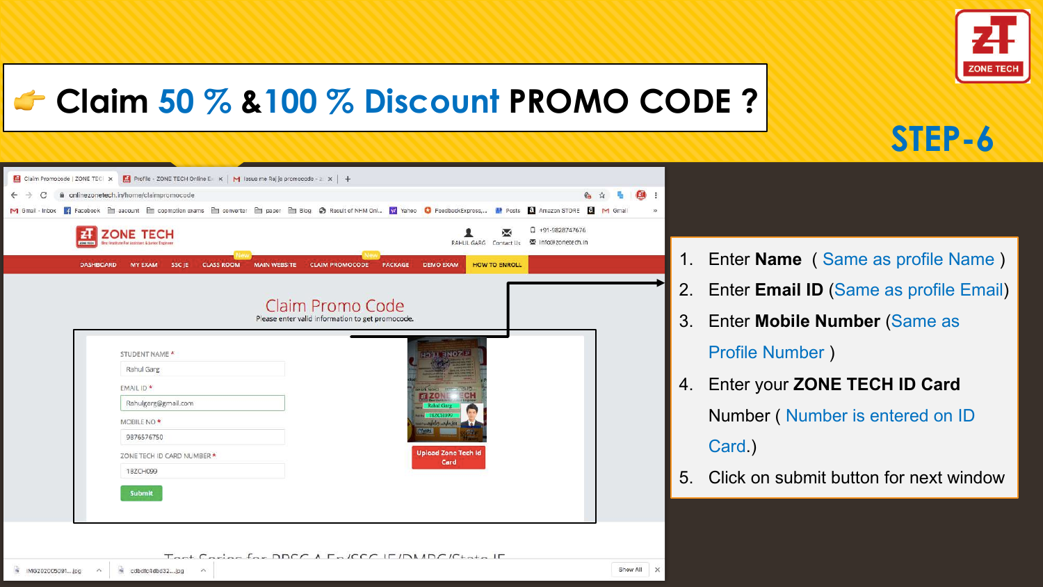# 👉 Claim 50 % &100 % Discount PROMO CODE ?

## STEP-6

1. Enter **Name** ( Same as profile Name )
2. Enter **Email ID** (Same as profile Email)
3. Enter **Mobile Number** (Same as Profile Number )
4. Enter your **ZONE TECH ID Card** Number ( Number is entered on ID Card.)
5. Click on submit button for next window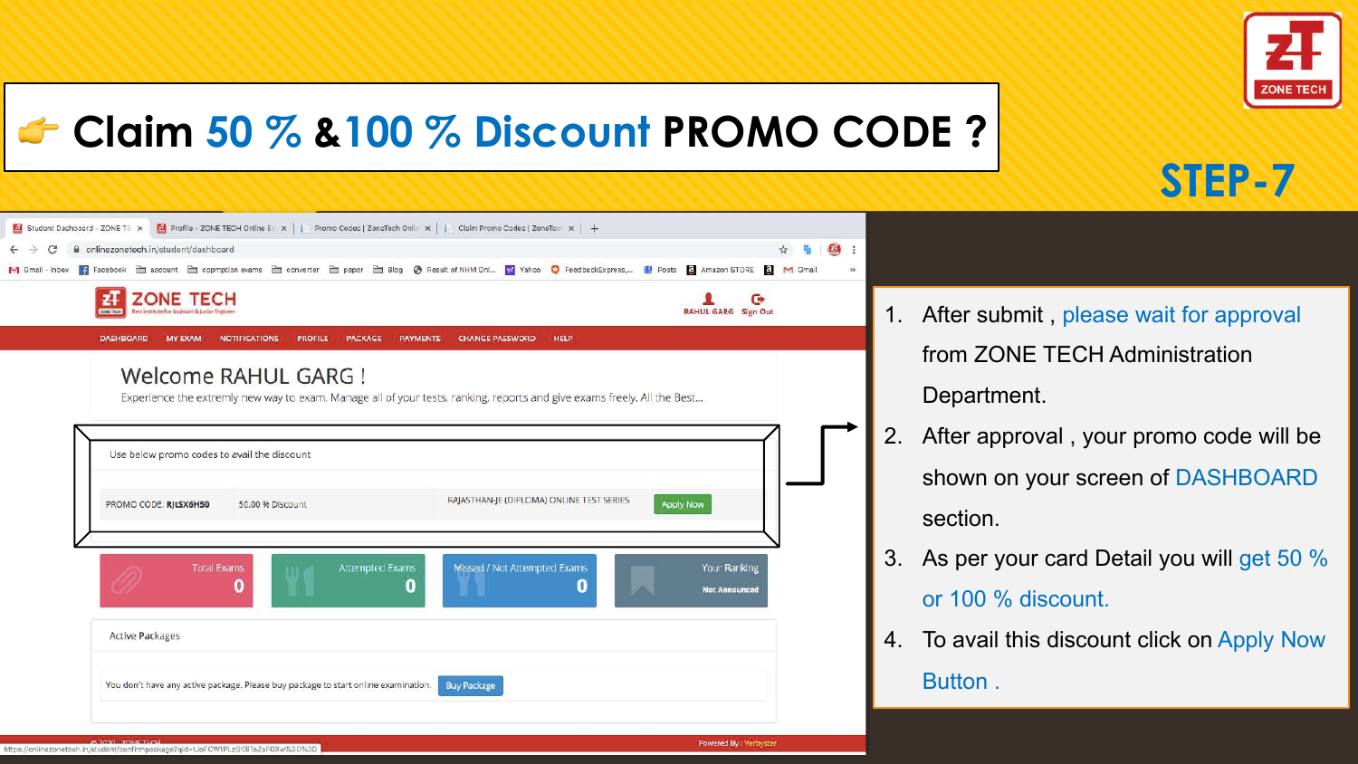# 👉 Claim 50 % &100 % Discount PROMO CODE ?

## STEP-7

Welcome RAHUL GARG !

Experience the extremly new way to exam. Manage all of your tests, ranking, reports and give exams freely. All the Best...

Use below promo codes to avail the discount

| PROMO CODE: RJLSX6H50 | 50.00 % Discount | RAJASTHAN-JE (DIPLOMA) ONLINE TEST SERIES | Apply Now |
|---|---|---|---|

1. After submit , please wait for approval from ZONE TECH Administration Department.
2. After approval , your promo code will be shown on your screen on DASHBOARD section.
3. As per your card Detail you will get 50 % or 100 % discount.
4. To avail this discount click on Apply Now Button .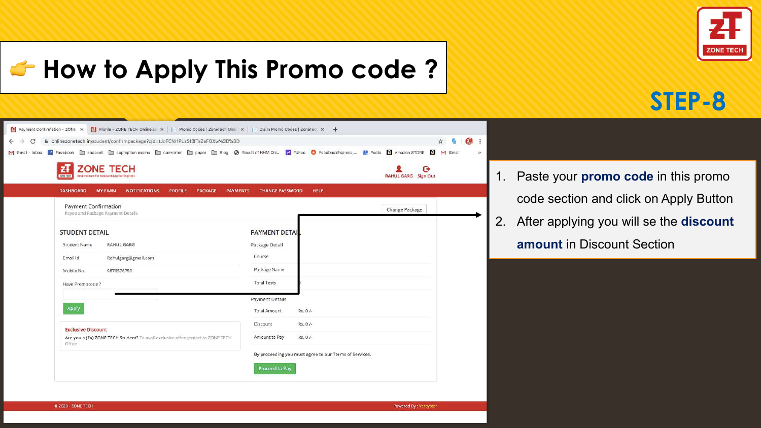# 👉 How to Apply This Promo code ?

## STEP-8

1. Paste your **promo code** in this promo code section and click on Apply Button
2. After applying you will se the **discount amount** in Discount Section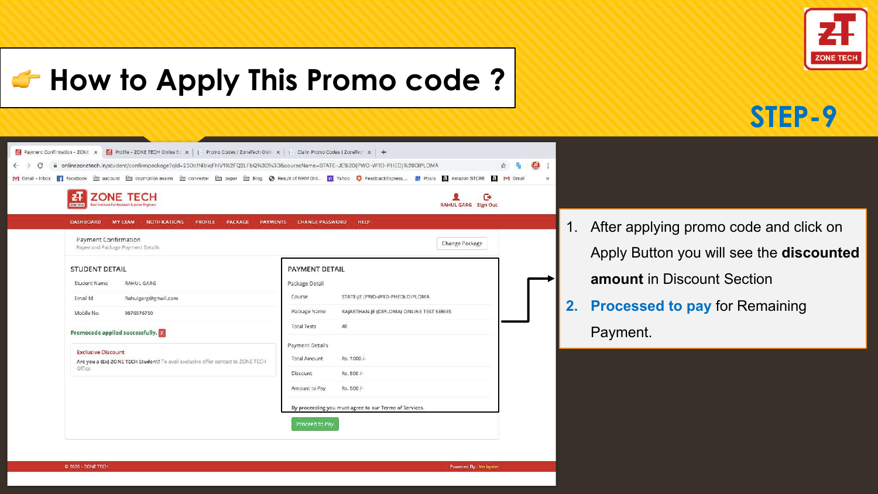# 👉 How to Apply This Promo code ?

## STEP-9

1. After applying promo code and click on Apply Button you will see the **discounted amount** in Discount Section
2. **Processed to pay** for Remaining Payment.

ZONE TECH

DASHBOARD | MY EXAM | NOTIFICATIONS | PROFILE | PACKAGE | PAYMENTS | CHANGE PASSWORD | HELP

Payment Confirmation
Payee and Package Payment Details

Change Package

### STUDENT DETAIL

| | |
|---|---|
| Student Name | RAHUL GARG |
| Email Id | Rahulgarg@gmail.com |
| Mobile No. | 9876576750 |

Promocode applied successfully.

Exclusive Discount
Are you a (Ex) ZONE TECH Student? To avail exclusive offer contact to ZONE TECH Office

### PAYMENT DETAIL

Package Detail

| | |
|---|---|
| Course | STATE-JE (PWD-WRD-PHED) DIPLOMA |
| Package Name | RAJASTHAN-JE (DIPLOMA) ONLINE TEST SERIES |
| Total Tests | 40 |

Payment Details

| | |
|---|---|
| Total Amount | Rs. 1000 /- |
| Discount | Rs. 500 /- |
| Amount to Pay | Rs. 500 /- |

By proceeding you must agree to our Terms of Services.

Proceed to Pay

© 2020 - ZONE TECH

Powered By : Verbyster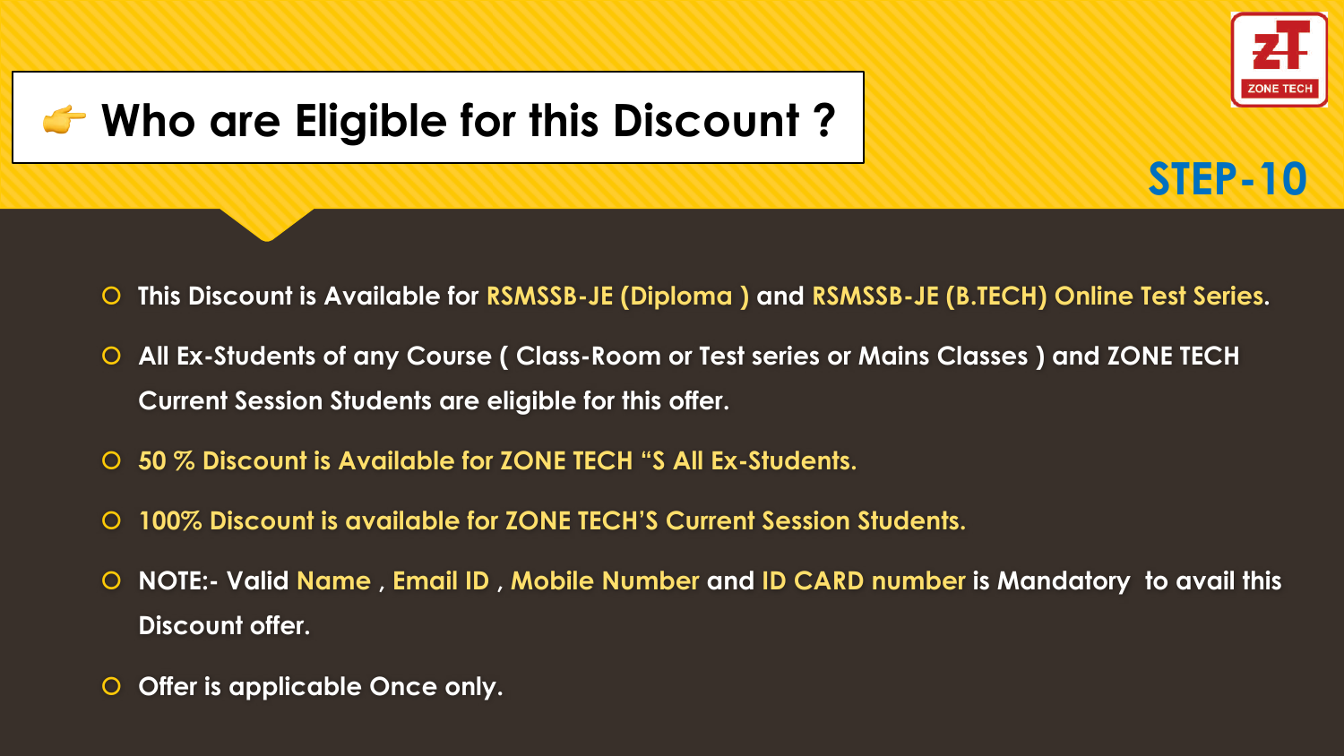# 👉 Who are Eligible for this Discount ?

ZONE TECH

**STEP-10**

- This Discount is Available for RSMSSB-JE (Diploma ) and RSMSSB-JE (B.TECH) Online Test Series.
- All Ex-Students of any Course ( Class-Room or Test series or Mains Classes ) and ZONE TECH Current Session Students are eligible for this offer.
- 50 % Discount is Available for ZONE TECH "S All Ex-Students.
- 100% Discount is available for ZONE TECH'S Current Session Students.
- NOTE:- Valid Name , Email ID , Mobile Number and ID CARD number is Mandatory to avail this Discount offer.
- Offer is applicable Once only.